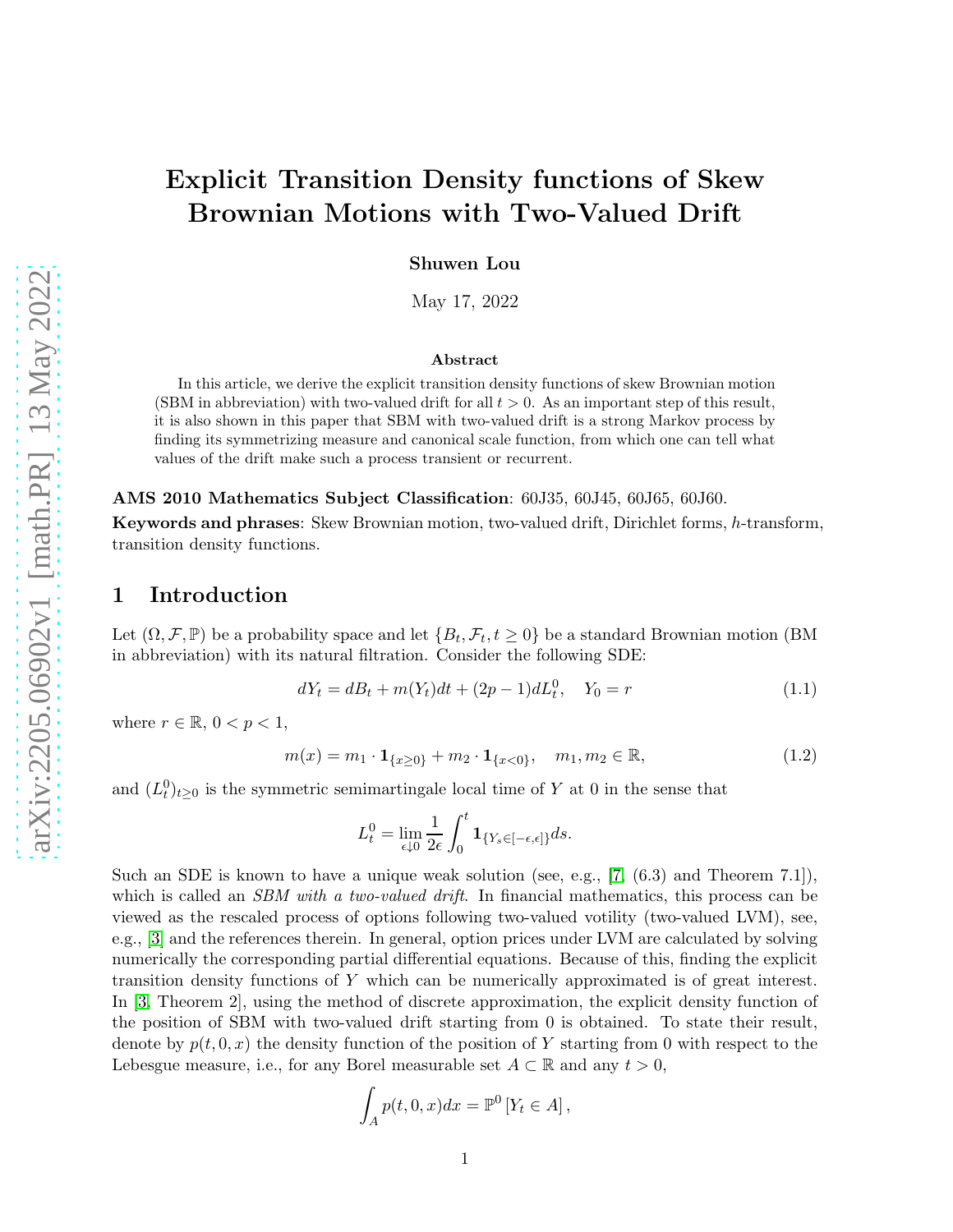# Explicit Transition Density functions of Skew Brownian Motions with Two-Valued Drift

**Shuwen Lou**

May 17, 2022

### Abstract

In this article, we derive the explicit transition density functions of skew Brownian motion (SBM in abbreviation) with two-valued drift for all $t > 0$. As an important step of this result, it is also shown in this paper that SBM with two-valued drift is a strong Markov process by finding its symmetrizing measure and canonical scale function, from which one can tell what values of the drift make such a process transient or recurrent.

**AMS 2010 Mathematics Subject Classification**: 60J35, 60J45, 60J65, 60J60.

**Keywords and phrases**: Skew Brownian motion, two-valued drift, Dirichlet forms, $h$-transform, transition density functions.

## 1 Introduction

Let $(\Omega, \mathcal{F}, \mathbb{P})$ be a probability space and let $\{B_t, \mathcal{F}_t, t \geq 0\}$ be a standard Brownian motion (BM in abbreviation) with its natural filtration. Consider the following SDE:

$$dY_t = dB_t + m(Y_t)dt + (2p-1)dL_t^0, \quad Y_0 = r \tag{1.1}$$

where $r \in \mathbb{R}$, $0 < p < 1$,

$$m(x) = m_1 \cdot \mathbf{1}_{\{x \geq 0\}} + m_2 \cdot \mathbf{1}_{\{x < 0\}}, \quad m_1, m_2 \in \mathbb{R}, \tag{1.2}$$

and $(L_t^0)_{t \geq 0}$ is the symmetric semimartingale local time of $Y$ at 0 in the sense that

$$L_t^0 = \lim_{\epsilon \downarrow 0} \frac{1}{2\epsilon} \int_0^t \mathbf{1}_{\{Y_s \in [-\epsilon, \epsilon]\}} ds.$$

Such an SDE is known to have a unique weak solution (see, e.g., [7, (6.3) and Theorem 7.1]), which is called an *SBM with a two-valued drift*. In financial mathematics, this process can be viewed as the rescaled process of options following two-valued votility (two-valued LVM), see, e.g., [3] and the references therein. In general, option prices under LVM are calculated by solving numerically the corresponding partial differential equations. Because of this, finding the explicit transition density functions of $Y$ which can be numerically approximated is of great interest. In [3, Theorem 2], using the method of discrete approximation, the explicit density function of the position of SBM with two-valued drift starting from 0 is obtained. To state their result, denote by $p(t, 0, x)$ the density function of the position of $Y$ starting from 0 with respect to the Lebesgue measure, i.e., for any Borel measurable set $A \subset \mathbb{R}$ and any $t > 0$,

$$\int_A p(t, 0, x)dx = \mathbb{P}^0 [Y_t \in A],$$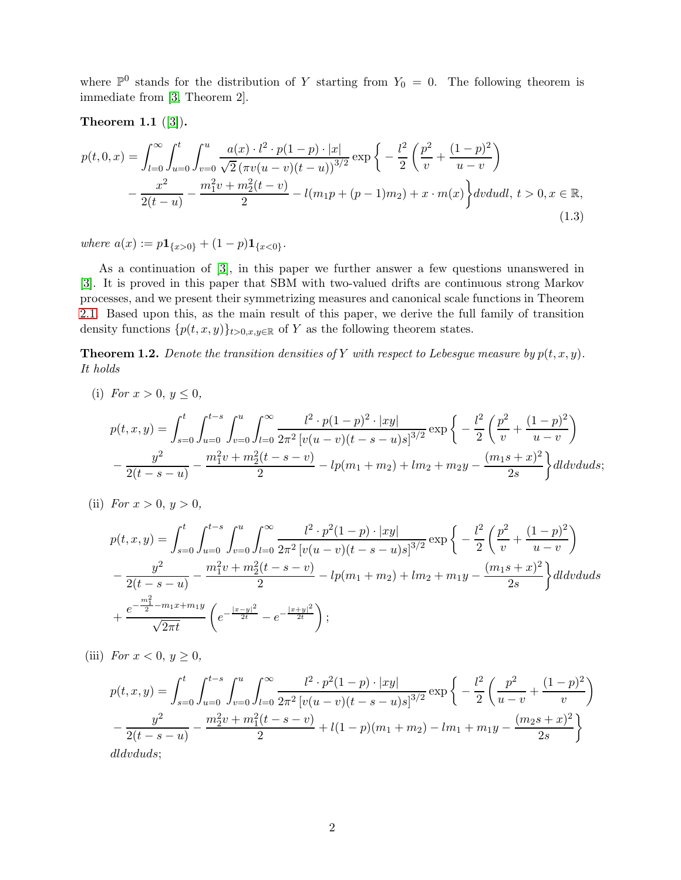where $\mathbb{P}^0$ stands for the distribution of $Y$ starting from $Y_0 = 0$. The following theorem is immediate from [3, Theorem 2].

**Theorem 1.1** ([3])**.**

$$
\begin{aligned}
p(t,0,x) = &\int_{l=0}^{\infty}\int_{u=0}^{t}\int_{v=0}^{u} \frac{a(x)\cdot l^2 \cdot p(1-p)\cdot |x|}{\sqrt{2}\left(\pi v(u-v)(t-u)\right)^{3/2}} \exp\bigg\{ -\frac{l^2}{2}\left(\frac{p^2}{v}+\frac{(1-p)^2}{u-v}\right) \\
&-\frac{x^2}{2(t-u)} - \frac{m_1^2 v + m_2^2(t-v)}{2} - l(m_1 p + (p-1)m_2) + x\cdot m(x)\bigg\} dv du dl, \; t>0, x\in\mathbb{R},
\end{aligned}
\tag{1.3}
$$

*where* $a(x) := p\mathbf{1}_{\{x>0\}} + (1-p)\mathbf{1}_{\{x<0\}}$.

As a continuation of [3], in this paper we further answer a few questions unanswered in [3]. It is proved in this paper that SBM with two-valued drifts are continuous strong Markov processes, and we present their symmetrizing measures and canonical scale functions in Theorem 2.1. Based upon this, as the main result of this paper, we derive the full family of transition density functions $\{p(t,x,y)\}_{t>0,x,y\in\mathbb{R}}$ of $Y$ as the following theorem states.

**Theorem 1.2.** *Denote the transition densities of* $Y$ *with respect to Lebesgue measure by* $p(t,x,y)$*. It holds*

(i) *For* $x>0$, $y\le 0$,

$$
\begin{aligned}
p(t,x,y) = &\int_{s=0}^{t}\int_{u=0}^{t-s}\int_{v=0}^{u}\int_{l=0}^{\infty} \frac{l^2\cdot p(1-p)^2\cdot|xy|}{2\pi^2\left[v(u-v)(t-s-u)s\right]^{3/2}} \exp\bigg\{ -\frac{l^2}{2}\left(\frac{p^2}{v}+\frac{(1-p)^2}{u-v}\right) \\
&-\frac{y^2}{2(t-s-u)} - \frac{m_1^2 v + m_2^2(t-s-v)}{2} - lp(m_1+m_2) + lm_2 + m_2 y - \frac{(m_1 s + x)^2}{2s}\bigg\} dl dv du ds;
\end{aligned}
$$

(ii) *For* $x>0$, $y>0$,

$$
\begin{aligned}
p(t,x,y) = &\int_{s=0}^{t}\int_{u=0}^{t-s}\int_{v=0}^{u}\int_{l=0}^{\infty} \frac{l^2\cdot p^2(1-p)\cdot|xy|}{2\pi^2\left[v(u-v)(t-s-u)s\right]^{3/2}} \exp\bigg\{ -\frac{l^2}{2}\left(\frac{p^2}{v}+\frac{(1-p)^2}{u-v}\right) \\
&-\frac{y^2}{2(t-s-u)} - \frac{m_1^2 v + m_2^2(t-s-v)}{2} - lp(m_1+m_2) + lm_2 + m_1 y - \frac{(m_1 s + x)^2}{2s}\bigg\} dl dv du ds \\
&+ \frac{e^{-\frac{m_1^2}{2} - m_1 x + m_1 y}}{\sqrt{2\pi t}}\left(e^{-\frac{|x-y|^2}{2t}} - e^{-\frac{|x+y|^2}{2t}}\right);
\end{aligned}
$$

(iii) *For* $x<0$, $y\ge 0$,

$$
\begin{aligned}
p(t,x,y) = &\int_{s=0}^{t}\int_{u=0}^{t-s}\int_{v=0}^{u}\int_{l=0}^{\infty} \frac{l^2\cdot p^2(1-p)\cdot|xy|}{2\pi^2\left[v(u-v)(t-s-u)s\right]^{3/2}} \exp\bigg\{ -\frac{l^2}{2}\left(\frac{p^2}{u-v}+\frac{(1-p)^2}{v}\right) \\
&-\frac{y^2}{2(t-s-u)} - \frac{m_2^2 v + m_1^2(t-s-v)}{2} + l(1-p)(m_1+m_2) - lm_1 + m_1 y - \frac{(m_2 s + x)^2}{2s}\bigg\} \\
&dl dv du ds;
\end{aligned}
$$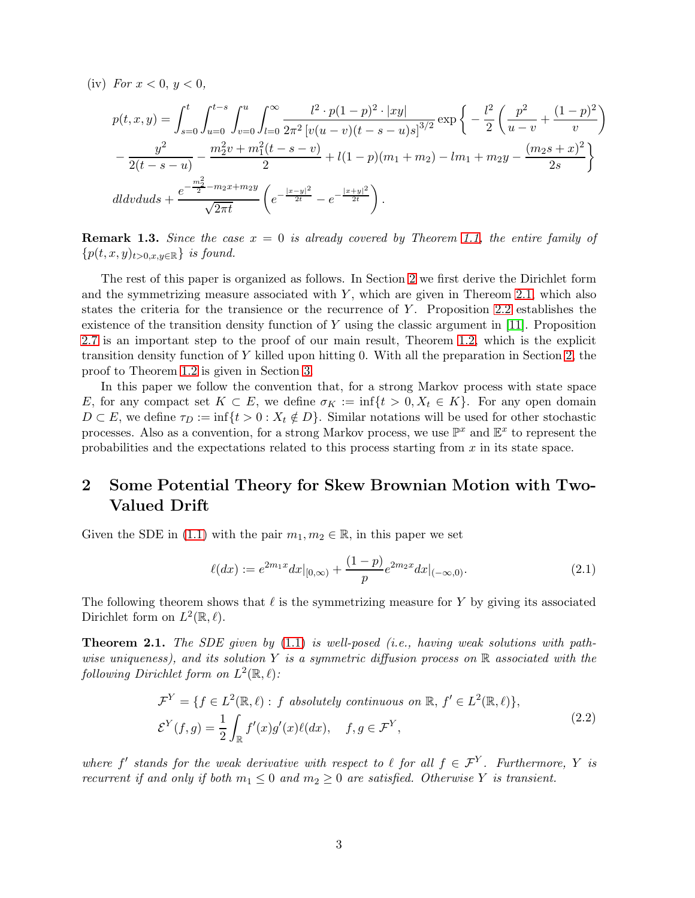(iv) *For $x<0$, $y<0$,*

$$
\begin{aligned}
p(t,x,y) = &\int_{s=0}^{t}\int_{u=0}^{t-s}\int_{v=0}^{u}\int_{l=0}^{\infty} \frac{l^2\cdot p(1-p)^2\cdot |xy|}{2\pi^2\left[v(u-v)(t-s-u)s\right]^{3/2}} \exp\Bigg\{ -\frac{l^2}{2}\left(\frac{p^2}{u-v}+\frac{(1-p)^2}{v}\right) \\
&-\frac{y^2}{2(t-s-u)} - \frac{m_2^2 v + m_1^2(t-s-v)}{2} + l(1-p)(m_1+m_2) - l m_1 + m_2 y - \frac{(m_2 s + x)^2}{2s}\Bigg\} \\
&dl dv du ds + \frac{e^{-\frac{m_2^2}{2} - m_2 x + m_2 y}}{\sqrt{2\pi t}}\left(e^{-\frac{|x-y|^2}{2t}} - e^{-\frac{|x+y|^2}{2t}}\right).
\end{aligned}
$$

**Remark 1.3.** *Since the case $x=0$ is already covered by Theorem 1.1, the entire family of $\{p(t,x,y)_{t>0,x,y\in\mathbb{R}}\}$ is found.*

The rest of this paper is organized as follows. In Section 2 we first derive the Dirichlet form and the symmetrizing measure associated with $Y$, which are given in Thereom 2.1, which also states the criteria for the transience or the recurrence of $Y$. Proposition 2.2 establishes the existence of the transition density function of $Y$ using the classic argument in [11]. Proposition 2.7 is an important step to the proof of our main result, Theorem 1.2, which is the explicit transition density function of $Y$ killed upon hitting 0. With all the preparation in Section 2, the proof to Theorem 1.2 is given in Section 3.

In this paper we follow the convention that, for a strong Markov process with state space $E$, for any compact set $K\subset E$, we define $\sigma_K := \inf\{t>0, X_t\in K\}$. For any open domain $D\subset E$, we define $\tau_D := \inf\{t>0: X_t\notin D\}$. Similar notations will be used for other stochastic processes. Also as a convention, for a strong Markov process, we use $\mathbb{P}^x$ and $\mathbb{E}^x$ to represent the probabilities and the expectations related to this process starting from $x$ in its state space.

## 2 Some Potential Theory for Skew Brownian Motion with Two-Valued Drift

Given the SDE in (1.1) with the pair $m_1, m_2\in\mathbb{R}$, in this paper we set

$$
\ell(dx) := e^{2m_1 x}dx|_{[0,\infty)} + \frac{(1-p)}{p}e^{2m_2 x}dx|_{(-\infty,0)}. \tag{2.1}
$$

The following theorem shows that $\ell$ is the symmetrizing measure for $Y$ by giving its associated Dirichlet form on $L^2(\mathbb{R},\ell)$.

**Theorem 2.1.** *The SDE given by (1.1) is well-posed (i.e., having weak solutions with pathwise uniqueness), and its solution $Y$ is a symmetric diffusion process on $\mathbb{R}$ associated with the following Dirichlet form on $L^2(\mathbb{R},\ell)$:*

$$
\begin{aligned}
&\mathcal{F}^Y = \{f\in L^2(\mathbb{R},\ell): f \text{ absolutely continuous on } \mathbb{R},\ f'\in L^2(\mathbb{R},\ell)\}, \\
&\mathcal{E}^Y(f,g) = \frac{1}{2}\int_{\mathbb{R}} f'(x)g'(x)\ell(dx), \quad f,g\in\mathcal{F}^Y,
\end{aligned} \tag{2.2}
$$

*where $f'$ stands for the weak derivative with respect to $\ell$ for all $f\in\mathcal{F}^Y$. Furthermore, $Y$ is recurrent if and only if both $m_1\le 0$ and $m_2\ge 0$ are satisfied. Otherwise $Y$ is transient.*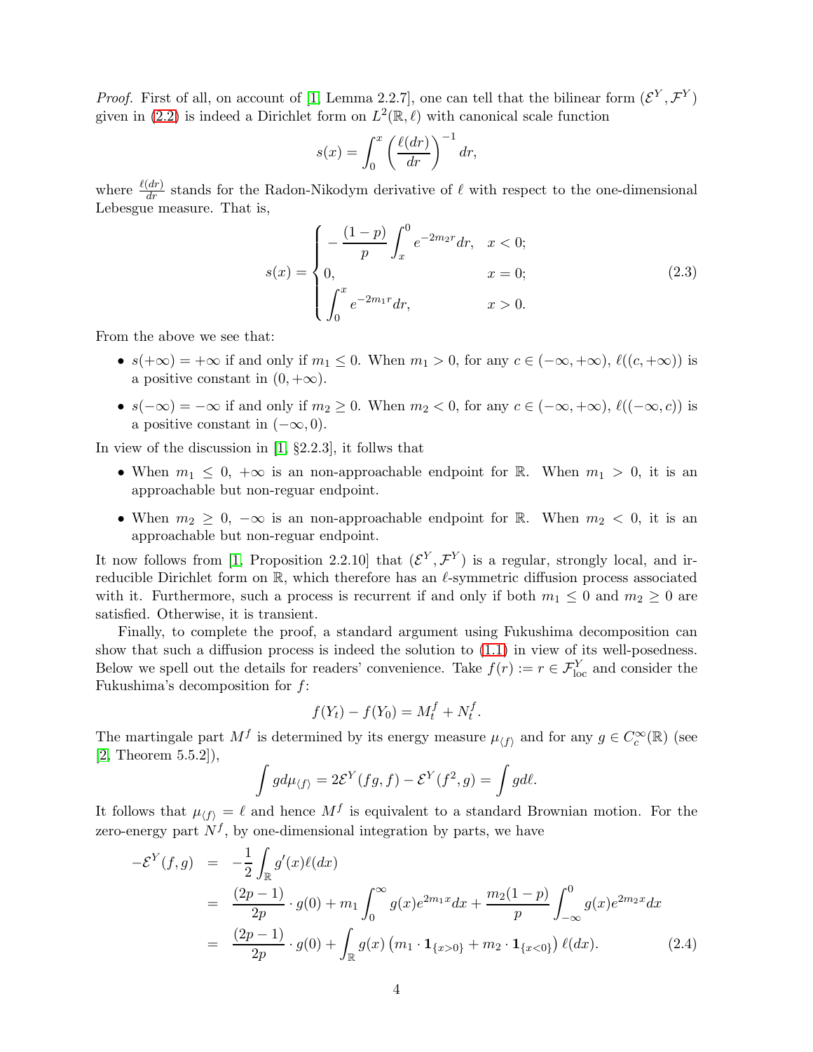*Proof.* First of all, on account of [1, Lemma 2.2.7], one can tell that the bilinear form $(\mathcal{E}^Y, \mathcal{F}^Y)$ given in (2.2) is indeed a Dirichlet form on $L^2(\mathbb{R}, \ell)$ with canonical scale function

$$s(x) = \int_0^x \left(\frac{\ell(dr)}{dr}\right)^{-1} dr,$$

where $\frac{\ell(dr)}{dr}$ stands for the Radon-Nikodym derivative of $\ell$ with respect to the one-dimensional Lebesgue measure. That is,

$$s(x) = \begin{cases} -\dfrac{(1-p)}{p} \displaystyle\int_x^0 e^{-2m_2 r} dr, & x < 0; \\ 0, & x = 0; \\ \displaystyle\int_0^x e^{-2m_1 r} dr, & x > 0. \end{cases} \tag{2.3}$$

From the above we see that:

- $s(+\infty) = +\infty$ if and only if $m_1 \leq 0$. When $m_1 > 0$, for any $c \in (-\infty, +\infty)$, $\ell((c, +\infty))$ is a positive constant in $(0, +\infty)$.
- $s(-\infty) = -\infty$ if and only if $m_2 \geq 0$. When $m_2 < 0$, for any $c \in (-\infty, +\infty)$, $\ell((-\infty, c))$ is a positive constant in $(-\infty, 0)$.

In view of the discussion in [1, §2.2.3], it follws that

- When $m_1 \leq 0$, $+\infty$ is an non-approachable endpoint for $\mathbb{R}$. When $m_1 > 0$, it is an approachable but non-reguar endpoint.
- When $m_2 \geq 0$, $-\infty$ is an non-approachable endpoint for $\mathbb{R}$. When $m_2 < 0$, it is an approachable but non-reguar endpoint.

It now follows from [1, Proposition 2.2.10] that $(\mathcal{E}^Y, \mathcal{F}^Y)$ is a regular, strongly local, and irreducible Dirichlet form on $\mathbb{R}$, which therefore has an $\ell$-symmetric diffusion process associated with it. Furthermore, such a process is recurrent if and only if both $m_1 \leq 0$ and $m_2 \geq 0$ are satisfied. Otherwise, it is transient.

Finally, to complete the proof, a standard argument using Fukushima decomposition can show that such a diffusion process is indeed the solution to (1.1) in view of its well-posedness. Below we spell out the details for readers' convenience. Take $f(r) := r \in \mathcal{F}^Y_{\text{loc}}$ and consider the Fukushima's decomposition for $f$:

$$f(Y_t) - f(Y_0) = M_t^f + N_t^f.$$

The martingale part $M^f$ is determined by its energy measure $\mu_{\langle f \rangle}$ and for any $g \in C_c^\infty(\mathbb{R})$ (see [2, Theorem 5.5.2]),

$$\int g d\mu_{\langle f \rangle} = 2\mathcal{E}^Y(fg, f) - \mathcal{E}^Y(f^2, g) = \int g d\ell.$$

It follows that $\mu_{\langle f \rangle} = \ell$ and hence $M^f$ is equivalent to a standard Brownian motion. For the zero-energy part $N^f$, by one-dimensional integration by parts, we have

$$\begin{aligned} -\mathcal{E}^Y(f, g) &= -\frac{1}{2} \int_{\mathbb{R}} g'(x) \ell(dx) \\ &= \frac{(2p-1)}{2p} \cdot g(0) + m_1 \int_0^\infty g(x) e^{2m_1 x} dx + \frac{m_2(1-p)}{p} \int_{-\infty}^0 g(x) e^{2m_2 x} dx \\ &= \frac{(2p-1)}{2p} \cdot g(0) + \int_{\mathbb{R}} g(x) \left(m_1 \cdot \mathbf{1}_{\{x>0\}} + m_2 \cdot \mathbf{1}_{\{x<0\}}\right) \ell(dx). \end{aligned} \tag{2.4}$$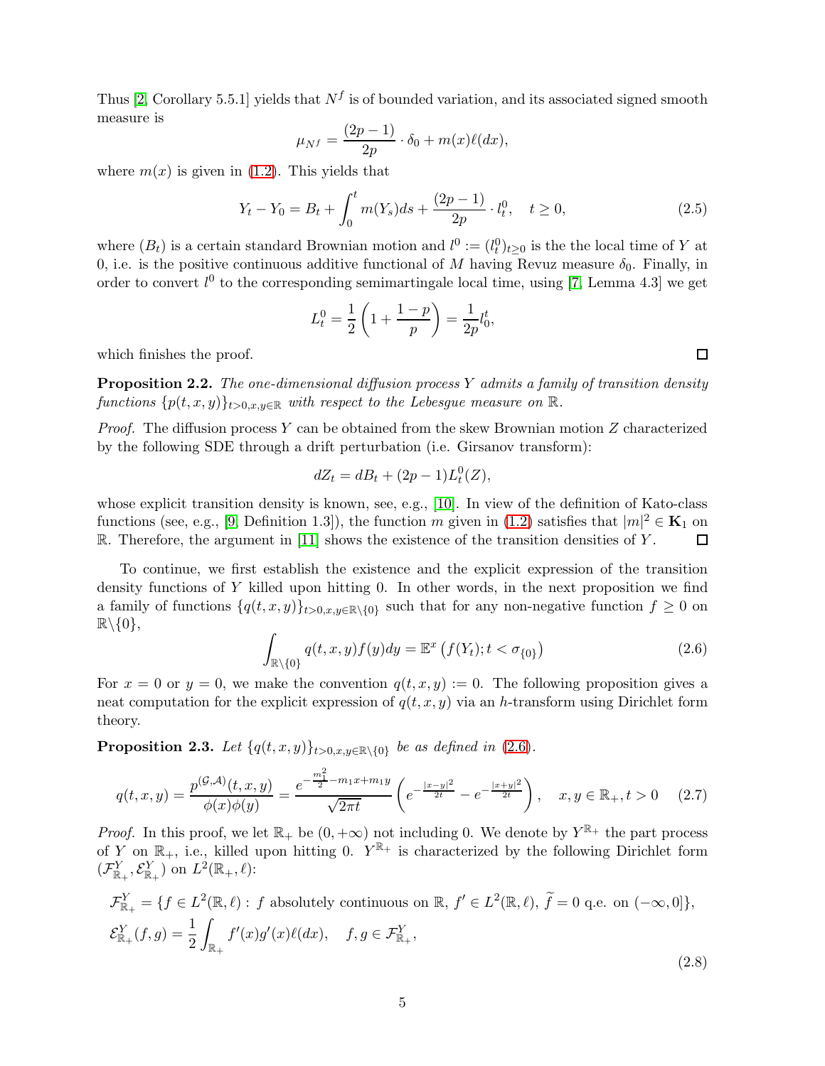Thus [2, Corollary 5.5.1] yields that $N^f$ is of bounded variation, and its associated signed smooth measure is

$$\mu_{N^f} = \frac{(2p-1)}{2p} \cdot \delta_0 + m(x)\ell(dx),$$

where $m(x)$ is given in (1.2). This yields that

$$Y_t - Y_0 = B_t + \int_0^t m(Y_s)ds + \frac{(2p-1)}{2p} \cdot l_t^0, \quad t \geq 0, \tag{2.5}$$

where $(B_t)$ is a certain standard Brownian motion and $l^0 := (l_t^0)_{t\geq 0}$ is the the local time of $Y$ at 0, i.e. is the positive continuous additive functional of $M$ having Revuz measure $\delta_0$. Finally, in order to convert $l^0$ to the corresponding semimartingale local time, using [7, Lemma 4.3] we get

$$L_t^0 = \frac{1}{2}\left(1 + \frac{1-p}{p}\right) = \frac{1}{2p} l_0^t,$$

which finishes the proof. □

**Proposition 2.2.** *The one-dimensional diffusion process $Y$ admits a family of transition density functions $\{p(t,x,y)\}_{t>0,x,y\in\mathbb{R}}$ with respect to the Lebesgue measure on $\mathbb{R}$.*

*Proof.* The diffusion process $Y$ can be obtained from the skew Brownian motion $Z$ characterized by the following SDE through a drift perturbation (i.e. Girsanov transform):

$$dZ_t = dB_t + (2p-1)L_t^0(Z),$$

whose explicit transition density is known, see, e.g., [10]. In view of the definition of Kato-class functions (see, e.g., [9, Definition 1.3]), the function $m$ given in (1.2) satisfies that $|m|^2 \in \mathbf{K}_1$ on $\mathbb{R}$. Therefore, the argument in [11] shows the existence of the transition densities of $Y$. □

To continue, we first establish the existence and the explicit expression of the transition density functions of $Y$ killed upon hitting 0. In other words, in the next proposition we find a family of functions $\{q(t,x,y)\}_{t>0,x,y\in\mathbb{R}\setminus\{0\}}$ such that for any non-negative function $f \geq 0$ on $\mathbb{R}\setminus\{0\}$,

$$\int_{\mathbb{R}\setminus\{0\}} q(t,x,y)f(y)dy = \mathbb{E}^x\left(f(Y_t); t < \sigma_{\{0\}}\right) \tag{2.6}$$

For $x = 0$ or $y = 0$, we make the convention $q(t,x,y) := 0$. The following proposition gives a neat computation for the explicit expression of $q(t,x,y)$ via an $h$-transform using Dirichlet form theory.

**Proposition 2.3.** *Let $\{q(t,x,y)\}_{t>0,x,y\in\mathbb{R}\setminus\{0\}}$ be as defined in (2.6).*

$$q(t,x,y) = \frac{p^{(\mathcal{G},\mathcal{A})}(t,x,y)}{\phi(x)\phi(y)} = \frac{e^{-\frac{m_1^2}{2} - m_1 x + m_1 y}}{\sqrt{2\pi t}}\left(e^{-\frac{|x-y|^2}{2t}} - e^{-\frac{|x+y|^2}{2t}}\right), \quad x,y \in \mathbb{R}_+, t > 0 \tag{2.7}$$

*Proof.* In this proof, we let $\mathbb{R}_+$ be $(0,+\infty)$ not including 0. We denote by $Y^{\mathbb{R}_+}$ the part process of $Y$ on $\mathbb{R}_+$, i.e., killed upon hitting 0. $Y^{\mathbb{R}_+}$ is characterized by the following Dirichlet form $(\mathcal{F}^Y_{\mathbb{R}_+}, \mathcal{E}^Y_{\mathbb{R}_+})$ on $L^2(\mathbb{R}_+,\ell)$:

$$\begin{aligned}
&\mathcal{F}^Y_{\mathbb{R}_+} = \{f \in L^2(\mathbb{R},\ell) : f \text{ absolutely continuous on } \mathbb{R},\ f' \in L^2(\mathbb{R},\ell),\ \widetilde{f} = 0 \text{ q.e. on } (-\infty, 0]\}, \\
&\mathcal{E}^Y_{\mathbb{R}_+}(f,g) = \frac{1}{2}\int_{\mathbb{R}_+} f'(x)g'(x)\ell(dx), \quad f,g \in \mathcal{F}^Y_{\mathbb{R}_+},
\end{aligned} \tag{2.8}$$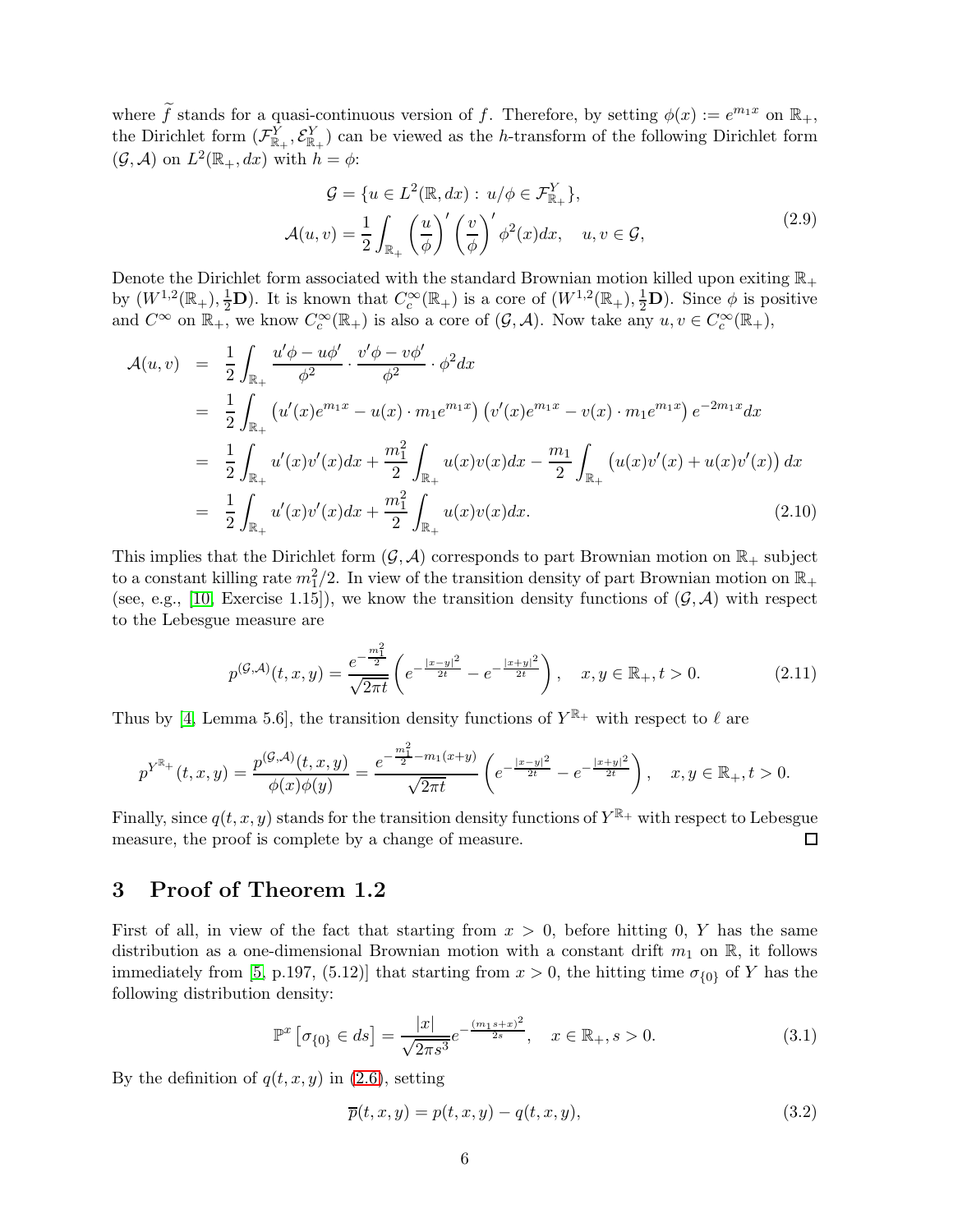where $\widetilde{f}$ stands for a quasi-continuous version of $f$. Therefore, by setting $\phi(x) := e^{m_1 x}$ on $\mathbb{R}_+$, the Dirichlet form $(\mathcal{F}^Y_{\mathbb{R}_+}, \mathcal{E}^Y_{\mathbb{R}_+})$ can be viewed as the $h$-transform of the following Dirichlet form $(\mathcal{G}, \mathcal{A})$ on $L^2(\mathbb{R}_+, dx)$ with $h = \phi$:

$$
\begin{aligned}
\mathcal{G} &= \{u \in L^2(\mathbb{R}, dx) : \, u/\phi \in \mathcal{F}^Y_{\mathbb{R}_+}\}, \\
\mathcal{A}(u,v) &= \frac{1}{2}\int_{\mathbb{R}_+} \left(\frac{u}{\phi}\right)' \left(\frac{v}{\phi}\right)' \phi^2(x)dx, \quad u,v \in \mathcal{G},
\end{aligned}
\tag{2.9}
$$

Denote the Dirichlet form associated with the standard Brownian motion killed upon exiting $\mathbb{R}_+$ by $(W^{1,2}(\mathbb{R}_+), \frac{1}{2}\mathbf{D})$. It is known that $C_c^\infty(\mathbb{R}_+)$ is a core of $(W^{1,2}(\mathbb{R}_+), \frac{1}{2}\mathbf{D})$. Since $\phi$ is positive and $C^\infty$ on $\mathbb{R}_+$, we know $C_c^\infty(\mathbb{R}_+)$ is also a core of $(\mathcal{G}, \mathcal{A})$. Now take any $u, v \in C_c^\infty(\mathbb{R}_+)$,

$$
\begin{aligned}
\mathcal{A}(u,v) &= \frac{1}{2}\int_{\mathbb{R}_+} \frac{u'\phi - u\phi'}{\phi^2} \cdot \frac{v'\phi - v\phi'}{\phi^2} \cdot \phi^2 dx \\
&= \frac{1}{2}\int_{\mathbb{R}_+} \left(u'(x)e^{m_1 x} - u(x)\cdot m_1 e^{m_1 x}\right)\left(v'(x)e^{m_1 x} - v(x)\cdot m_1 e^{m_1 x}\right) e^{-2m_1 x} dx \\
&= \frac{1}{2}\int_{\mathbb{R}_+} u'(x)v'(x)dx + \frac{m_1^2}{2}\int_{\mathbb{R}_+} u(x)v(x)dx - \frac{m_1}{2}\int_{\mathbb{R}_+}\left(u(x)v'(x) + u(x)v'(x)\right)dx \\
&= \frac{1}{2}\int_{\mathbb{R}_+} u'(x)v'(x)dx + \frac{m_1^2}{2}\int_{\mathbb{R}_+} u(x)v(x)dx.
\end{aligned}
\tag{2.10}
$$

This implies that the Dirichlet form $(\mathcal{G}, \mathcal{A})$ corresponds to part Brownian motion on $\mathbb{R}_+$ subject to a constant killing rate $m_1^2/2$. In view of the transition density of part Brownian motion on $\mathbb{R}_+$ (see, e.g., [10, Exercise 1.15]), we know the transition density functions of $(\mathcal{G}, \mathcal{A})$ with respect to the Lebesgue measure are

$$
p^{(\mathcal{G},\mathcal{A})}(t,x,y) = \frac{e^{-\frac{m_1^2}{2}}}{\sqrt{2\pi t}}\left(e^{-\frac{|x-y|^2}{2t}} - e^{-\frac{|x+y|^2}{2t}}\right), \quad x,y \in \mathbb{R}_+, t > 0.
\tag{2.11}
$$

Thus by [4, Lemma 5.6], the transition density functions of $Y^{\mathbb{R}_+}$ with respect to $\ell$ are

$$
p^{Y^{\mathbb{R}_+}}(t,x,y) = \frac{p^{(\mathcal{G},\mathcal{A})}(t,x,y)}{\phi(x)\phi(y)} = \frac{e^{-\frac{m_1^2}{2} - m_1(x+y)}}{\sqrt{2\pi t}}\left(e^{-\frac{|x-y|^2}{2t}} - e^{-\frac{|x+y|^2}{2t}}\right), \quad x,y \in \mathbb{R}_+, t > 0.
$$

Finally, since $q(t,x,y)$ stands for the transition density functions of $Y^{\mathbb{R}_+}$ with respect to Lebesgue measure, the proof is complete by a change of measure. $\square$

# 3 Proof of Theorem 1.2

First of all, in view of the fact that starting from $x > 0$, before hitting 0, $Y$ has the same distribution as a one-dimensional Brownian motion with a constant drift $m_1$ on $\mathbb{R}$, it follows immediately from [5, p.197, (5.12)] that starting from $x > 0$, the hitting time $\sigma_{\{0\}}$ of $Y$ has the following distribution density:

$$
\mathbb{P}^x\left[\sigma_{\{0\}} \in ds\right] = \frac{|x|}{\sqrt{2\pi s^3}} e^{-\frac{(m_1 s + x)^2}{2s}}, \quad x \in \mathbb{R}_+, s > 0.
\tag{3.1}
$$

By the definition of $q(t,x,y)$ in (2.6), setting

$$
\overline{p}(t,x,y) = p(t,x,y) - q(t,x,y),
\tag{3.2}
$$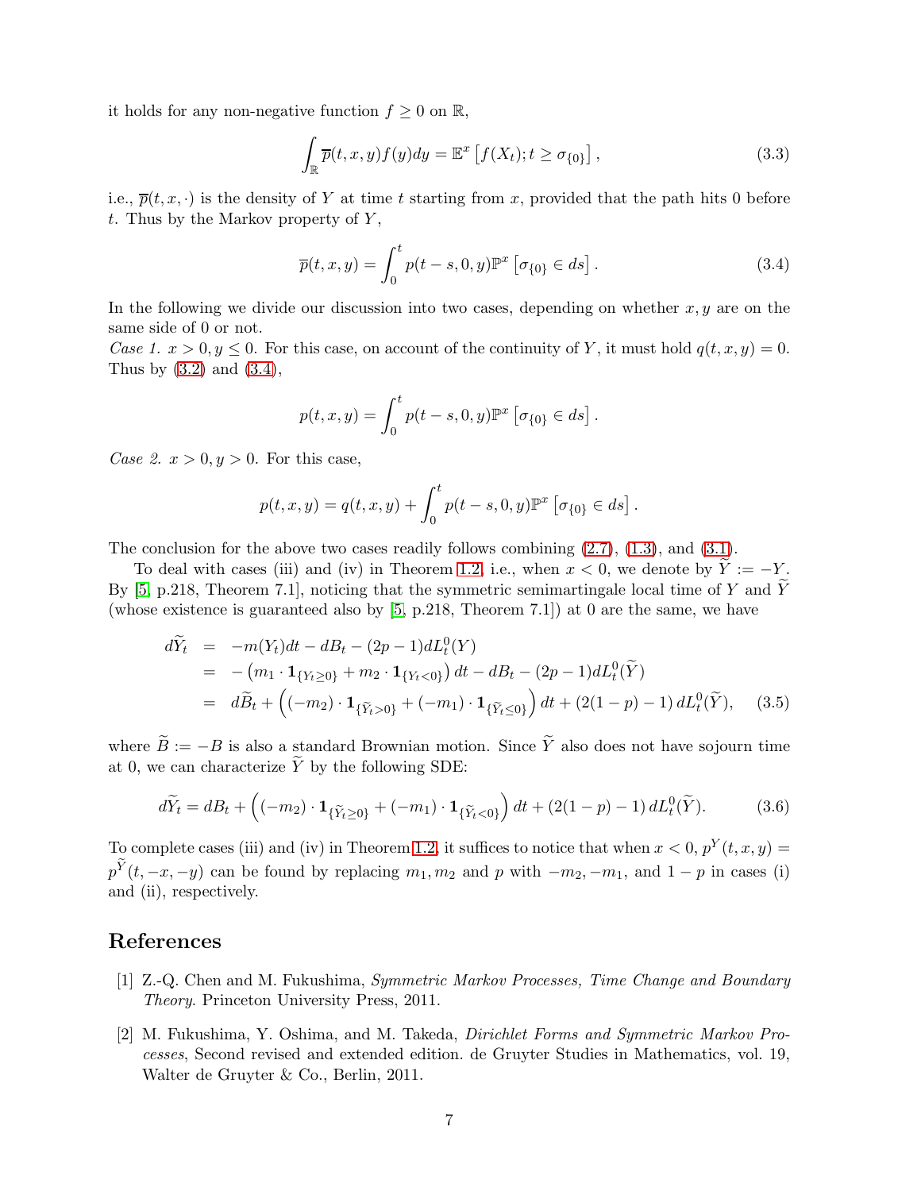it holds for any non-negative function $f \geq 0$ on $\mathbb{R}$,

$$\int_{\mathbb{R}} \overline{p}(t,x,y) f(y) dy = \mathbb{E}^x \left[ f(X_t); t \geq \sigma_{\{0\}} \right], \tag{3.3}$$

i.e., $\overline{p}(t,x,\cdot)$ is the density of $Y$ at time $t$ starting from $x$, provided that the path hits 0 before $t$. Thus by the Markov property of $Y$,

$$\overline{p}(t,x,y) = \int_0^t p(t-s,0,y) \mathbb{P}^x \left[ \sigma_{\{0\}} \in ds \right]. \tag{3.4}$$

In the following we divide our discussion into two cases, depending on whether $x, y$ are on the same side of 0 or not.

*Case 1.* $x > 0, y \leq 0$. For this case, on account of the continuity of $Y$, it must hold $q(t,x,y) = 0$. Thus by (3.2) and (3.4),

$$p(t,x,y) = \int_0^t p(t-s,0,y) \mathbb{P}^x \left[ \sigma_{\{0\}} \in ds \right].$$

*Case 2.* $x > 0, y > 0$. For this case,

$$p(t,x,y) = q(t,x,y) + \int_0^t p(t-s,0,y) \mathbb{P}^x \left[ \sigma_{\{0\}} \in ds \right].$$

The conclusion for the above two cases readily follows combining (2.7), (1.3), and (3.1).

To deal with cases (iii) and (iv) in Theorem 1.2, i.e., when $x < 0$, we denote by $\widetilde{Y} := -Y$. By [5, p.218, Theorem 7.1], noticing that the symmetric semimartingale local time of $Y$ and $\widetilde{Y}$ (whose existence is guaranteed also by [5, p.218, Theorem 7.1]) at 0 are the same, we have

$$\begin{aligned}
d\widetilde{Y}_t &= -m(Y_t)dt - dB_t - (2p-1)dL_t^0(Y) \\
&= -\left( m_1 \cdot \mathbf{1}_{\{Y_t \geq 0\}} + m_2 \cdot \mathbf{1}_{\{Y_t < 0\}} \right) dt - dB_t - (2p-1) dL_t^0(\widetilde{Y}) \\
&= d\widetilde{B}_t + \left( (-m_2) \cdot \mathbf{1}_{\{\widetilde{Y}_t > 0\}} + (-m_1) \cdot \mathbf{1}_{\{\widetilde{Y}_t \leq 0\}} \right) dt + \left( 2(1-p) - 1 \right) dL_t^0(\widetilde{Y}),
\end{aligned} \tag{3.5}$$

where $\widetilde{B} := -B$ is also a standard Brownian motion. Since $\widetilde{Y}$ also does not have sojourn time at 0, we can characterize $\widetilde{Y}$ by the following SDE:

$$d\widetilde{Y}_t = dB_t + \left( (-m_2) \cdot \mathbf{1}_{\{\widetilde{Y}_t \geq 0\}} + (-m_1) \cdot \mathbf{1}_{\{\widetilde{Y}_t < 0\}} \right) dt + \left( 2(1-p) - 1 \right) dL_t^0(\widetilde{Y}). \tag{3.6}$$

To complete cases (iii) and (iv) in Theorem 1.2, it suffices to notice that when $x < 0$, $p^Y(t,x,y) = p^{\widetilde{Y}}(t,-x,-y)$ can be found by replacing $m_1, m_2$ and $p$ with $-m_2, -m_1$, and $1-p$ in cases (i) and (ii), respectively.

## References

[1] Z.-Q. Chen and M. Fukushima, *Symmetric Markov Processes, Time Change and Boundary Theory*. Princeton University Press, 2011.

[2] M. Fukushima, Y. Oshima, and M. Takeda, *Dirichlet Forms and Symmetric Markov Processes*, Second revised and extended edition. de Gruyter Studies in Mathematics, vol. 19, Walter de Gruyter & Co., Berlin, 2011.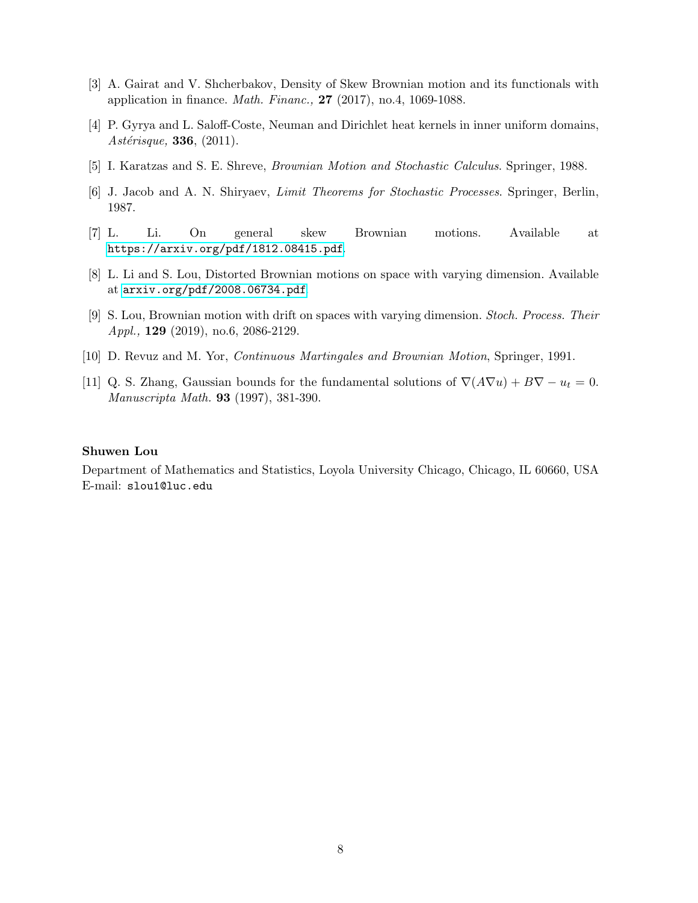[3] A. Gairat and V. Shcherbakov, Density of Skew Brownian motion and its functionals with application in finance. *Math. Financ.,* **27** (2017), no.4, 1069-1088.

[4] P. Gyrya and L. Saloff-Coste, Neuman and Dirichlet heat kernels in inner uniform domains, *Astérisque,* **336**, (2011).

[5] I. Karatzas and S. E. Shreve, *Brownian Motion and Stochastic Calculus*. Springer, 1988.

[6] J. Jacob and A. N. Shiryaev, *Limit Theorems for Stochastic Processes*. Springer, Berlin, 1987.

[7] L. Li. On general skew Brownian motions. Available at https://arxiv.org/pdf/1812.08415.pdf.

[8] L. Li and S. Lou, Distorted Brownian motions on space with varying dimension. Available at arxiv.org/pdf/2008.06734.pdf

[9] S. Lou, Brownian motion with drift on spaces with varying dimension. *Stoch. Process. Their Appl.,* **129** (2019), no.6, 2086-2129.

[10] D. Revuz and M. Yor, *Continuous Martingales and Brownian Motion*, Springer, 1991.

[11] Q. S. Zhang, Gaussian bounds for the fundamental solutions of $\nabla(A\nabla u) + B\nabla - u_t = 0$. *Manuscripta Math.* **93** (1997), 381-390.

**Shuwen Lou**

Department of Mathematics and Statistics, Loyola University Chicago, Chicago, IL 60660, USA
E-mail: slou1@luc.edu